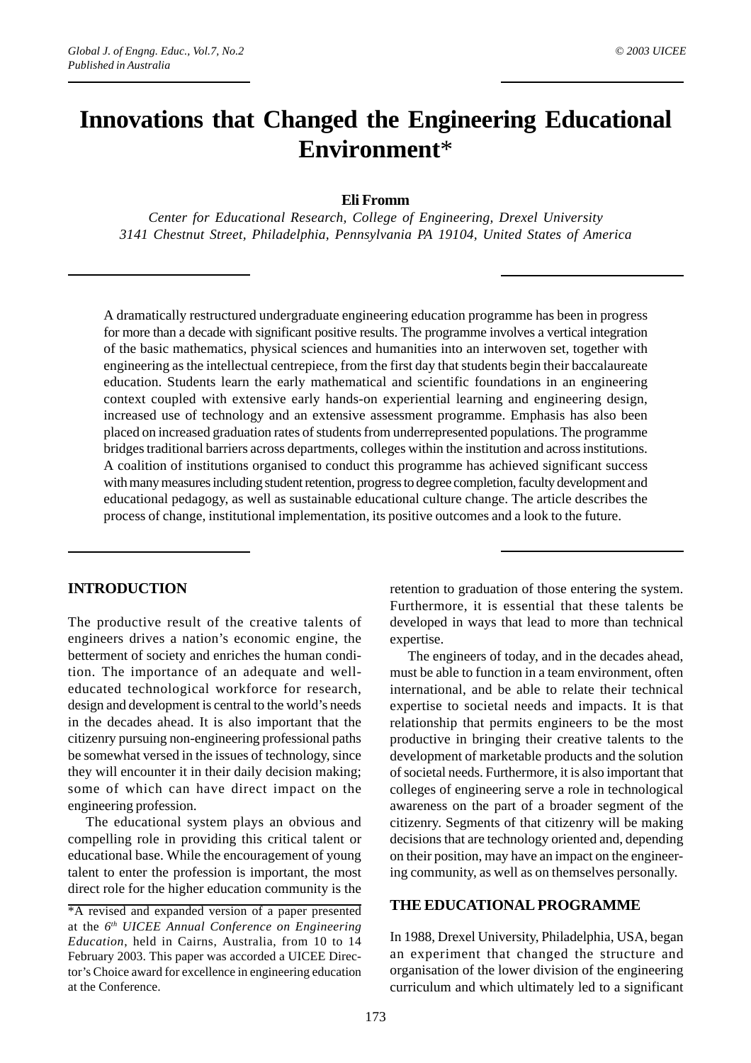# Innovations that Changed the Engineering Educational Environment*

**Eli Fromm**

*Center for Educational Research, College of Engineering, Drexel University*
*3141 Chestnut Street, Philadelphia, Pennsylvania PA 19104, United States of America*

A dramatically restructured undergraduate engineering education programme has been in progress for more than a decade with significant positive results. The programme involves a vertical integration of the basic mathematics, physical sciences and humanities into an interwoven set, together with engineering as the intellectual centrepiece, from the first day that students begin their baccalaureate education. Students learn the early mathematical and scientific foundations in an engineering context coupled with extensive early hands-on experiential learning and engineering design, increased use of technology and an extensive assessment programme. Emphasis has also been placed on increased graduation rates of students from underrepresented populations. The programme bridges traditional barriers across departments, colleges within the institution and across institutions. A coalition of institutions organised to conduct this programme has achieved significant success with many measures including student retention, progress to degree completion, faculty development and educational pedagogy, as well as sustainable educational culture change. The article describes the process of change, institutional implementation, its positive outcomes and a look to the future.

## INTRODUCTION

The productive result of the creative talents of engineers drives a nation's economic engine, the betterment of society and enriches the human condition. The importance of an adequate and well-educated technological workforce for research, design and development is central to the world's needs in the decades ahead. It is also important that the citizenry pursuing non-engineering professional paths be somewhat versed in the issues of technology, since they will encounter it in their daily decision making; some of which can have direct impact on the engineering profession.

The educational system plays an obvious and compelling role in providing this critical talent or educational base. While the encouragement of young talent to enter the profession is important, the most direct role for the higher education community is the retention to graduation of those entering the system. Furthermore, it is essential that these talents be developed in ways that lead to more than technical expertise.

The engineers of today, and in the decades ahead, must be able to function in a team environment, often international, and be able to relate their technical expertise to societal needs and impacts. It is that relationship that permits engineers to be the most productive in bringing their creative talents to the development of marketable products and the solution of societal needs. Furthermore, it is also important that colleges of engineering serve a role in technological awareness on the part of a broader segment of the citizenry. Segments of that citizenry will be making decisions that are technology oriented and, depending on their position, may have an impact on the engineering community, as well as on themselves personally.

## THE EDUCATIONAL PROGRAMME

In 1988, Drexel University, Philadelphia, USA, began an experiment that changed the structure and organisation of the lower division of the engineering curriculum and which ultimately led to a significant

*A revised and expanded version of a paper presented at the *6th UICEE Annual Conference on Engineering Education*, held in Cairns, Australia, from 10 to 14 February 2003. This paper was accorded a UICEE Director's Choice award for excellence in engineering education at the Conference.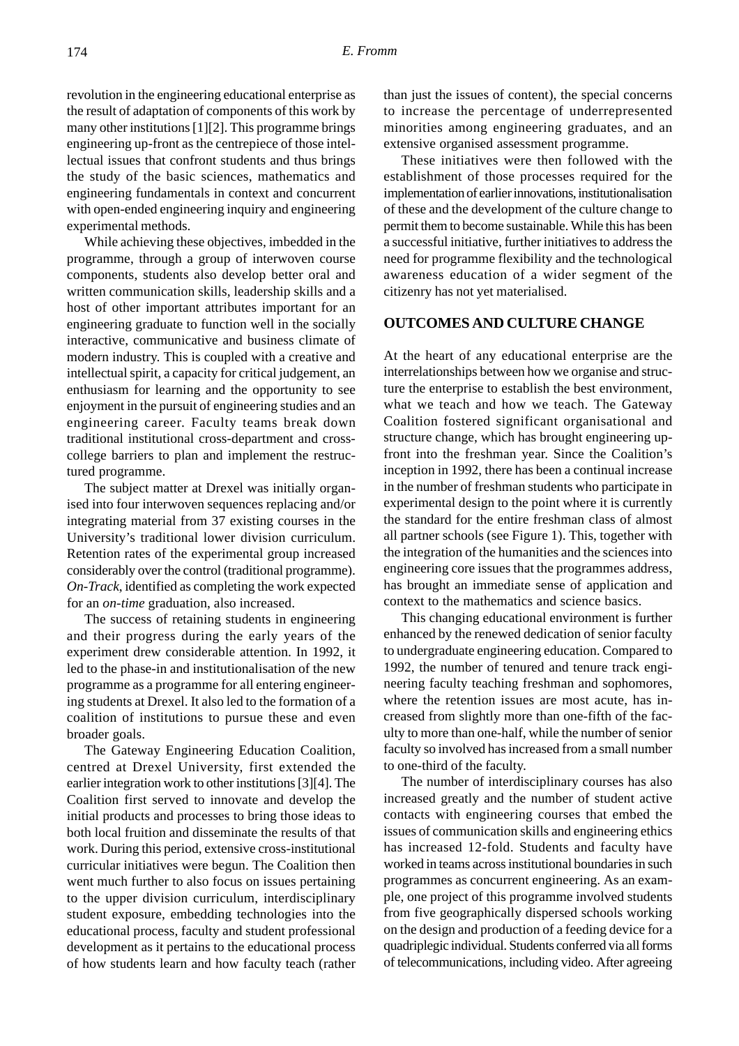revolution in the engineering educational enterprise as the result of adaptation of components of this work by many other institutions [1][2]. This programme brings engineering up-front as the centrepiece of those intellectual issues that confront students and thus brings the study of the basic sciences, mathematics and engineering fundamentals in context and concurrent with open-ended engineering inquiry and engineering experimental methods.

While achieving these objectives, imbedded in the programme, through a group of interwoven course components, students also develop better oral and written communication skills, leadership skills and a host of other important attributes important for an engineering graduate to function well in the socially interactive, communicative and business climate of modern industry. This is coupled with a creative and intellectual spirit, a capacity for critical judgement, an enthusiasm for learning and the opportunity to see enjoyment in the pursuit of engineering studies and an engineering career. Faculty teams break down traditional institutional cross-department and cross-college barriers to plan and implement the restructured programme.

The subject matter at Drexel was initially organised into four interwoven sequences replacing and/or integrating material from 37 existing courses in the University's traditional lower division curriculum. Retention rates of the experimental group increased considerably over the control (traditional programme). *On-Track*, identified as completing the work expected for an *on-time* graduation, also increased.

The success of retaining students in engineering and their progress during the early years of the experiment drew considerable attention. In 1992, it led to the phase-in and institutionalisation of the new programme as a programme for all entering engineering students at Drexel. It also led to the formation of a coalition of institutions to pursue these and even broader goals.

The Gateway Engineering Education Coalition, centred at Drexel University, first extended the earlier integration work to other institutions [3][4]. The Coalition first served to innovate and develop the initial products and processes to bring those ideas to both local fruition and disseminate the results of that work. During this period, extensive cross-institutional curricular initiatives were begun. The Coalition then went much further to also focus on issues pertaining to the upper division curriculum, interdisciplinary student exposure, embedding technologies into the educational process, faculty and student professional development as it pertains to the educational process of how students learn and how faculty teach (rather than just the issues of content), the special concerns to increase the percentage of underrepresented minorities among engineering graduates, and an extensive organised assessment programme.

These initiatives were then followed with the establishment of those processes required for the implementation of earlier innovations, institutionalisation of these and the development of the culture change to permit them to become sustainable. While this has been a successful initiative, further initiatives to address the need for programme flexibility and the technological awareness education of a wider segment of the citizenry has not yet materialised.

## OUTCOMES AND CULTURE CHANGE

At the heart of any educational enterprise are the interrelationships between how we organise and structure the enterprise to establish the best environment, what we teach and how we teach. The Gateway Coalition fostered significant organisational and structure change, which has brought engineering up-front into the freshman year. Since the Coalition's inception in 1992, there has been a continual increase in the number of freshman students who participate in experimental design to the point where it is currently the standard for the entire freshman class of almost all partner schools (see Figure 1). This, together with the integration of the humanities and the sciences into engineering core issues that the programmes address, has brought an immediate sense of application and context to the mathematics and science basics.

This changing educational environment is further enhanced by the renewed dedication of senior faculty to undergraduate engineering education. Compared to 1992, the number of tenured and tenure track engineering faculty teaching freshman and sophomores, where the retention issues are most acute, has increased from slightly more than one-fifth of the faculty to more than one-half, while the number of senior faculty so involved has increased from a small number to one-third of the faculty.

The number of interdisciplinary courses has also increased greatly and the number of student active contacts with engineering courses that embed the issues of communication skills and engineering ethics has increased 12-fold. Students and faculty have worked in teams across institutional boundaries in such programmes as concurrent engineering. As an example, one project of this programme involved students from five geographically dispersed schools working on the design and production of a feeding device for a quadriplegic individual. Students conferred via all forms of telecommunications, including video. After agreeing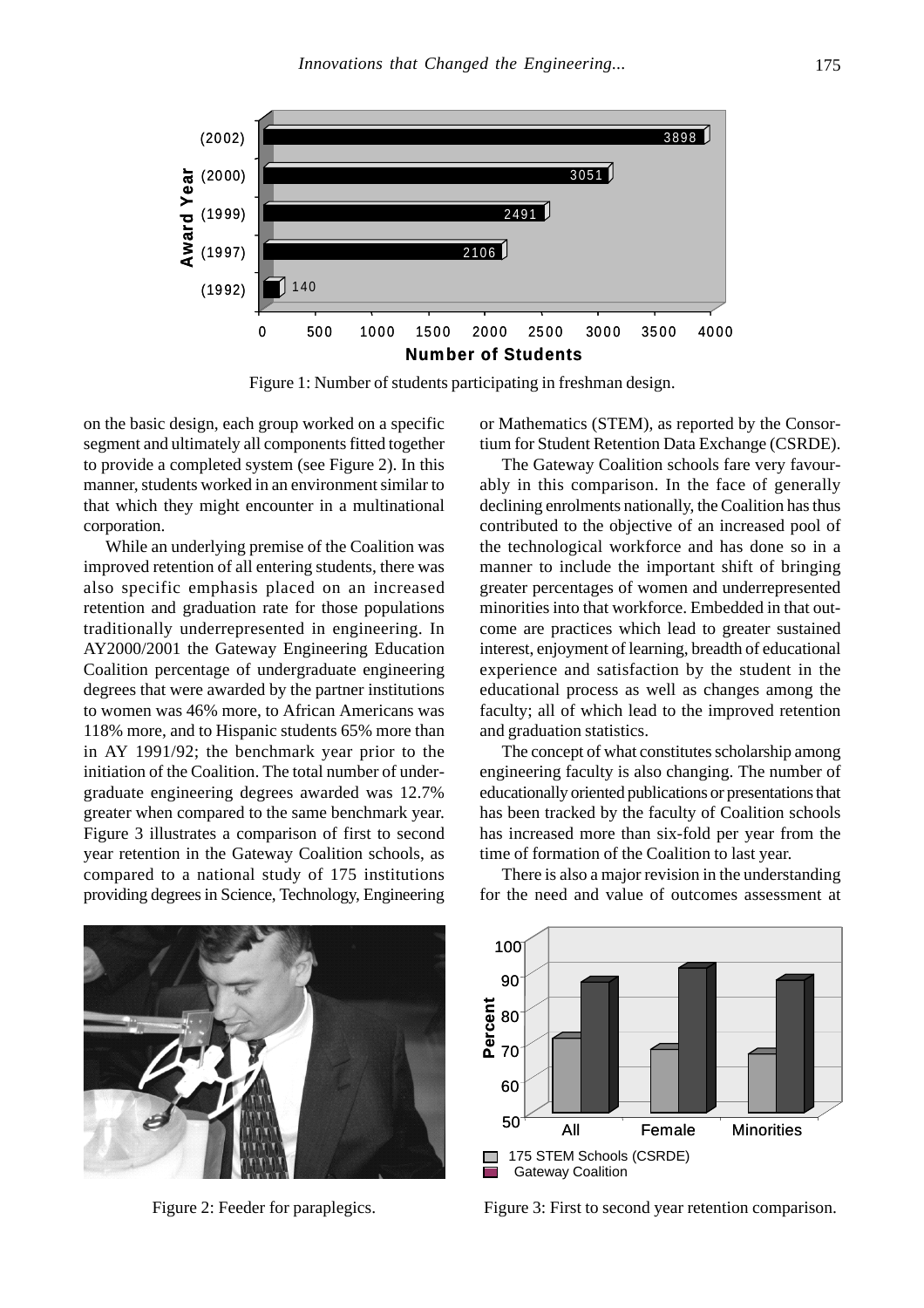Figure 1: Number of students participating in freshman design.

on the basic design, each group worked on a specific segment and ultimately all components fitted together to provide a completed system (see Figure 2). In this manner, students worked in an environment similar to that which they might encounter in a multinational corporation.

While an underlying premise of the Coalition was improved retention of all entering students, there was also specific emphasis placed on an increased retention and graduation rate for those populations traditionally underrepresented in engineering. In AY2000/2001 the Gateway Engineering Education Coalition percentage of undergraduate engineering degrees that were awarded by the partner institutions to women was 46% more, to African Americans was 118% more, and to Hispanic students 65% more than in AY 1991/92; the benchmark year prior to the initiation of the Coalition. The total number of undergraduate engineering degrees awarded was 12.7% greater when compared to the same benchmark year. Figure 3 illustrates a comparison of first to second year retention in the Gateway Coalition schools, as compared to a national study of 175 institutions providing degrees in Science, Technology, Engineering or Mathematics (STEM), as reported by the Consortium for Student Retention Data Exchange (CSRDE).

The Gateway Coalition schools fare very favourably in this comparison. In the face of generally declining enrolments nationally, the Coalition has thus contributed to the objective of an increased pool of the technological workforce and has done so in a manner to include the important shift of bringing greater percentages of women and underrepresented minorities into that workforce. Embedded in that outcome are practices which lead to greater sustained interest, enjoyment of learning, breadth of educational experience and satisfaction by the student in the educational process as well as changes among the faculty; all of which lead to the improved retention and graduation statistics.

The concept of what constitutes scholarship among engineering faculty is also changing. The number of educationally oriented publications or presentations that has been tracked by the faculty of Coalition schools has increased more than six-fold per year from the time of formation of the Coalition to last year.

There is also a major revision in the understanding for the need and value of outcomes assessment at

Figure 2: Feeder for paraplegics.

Figure 3: First to second year retention comparison.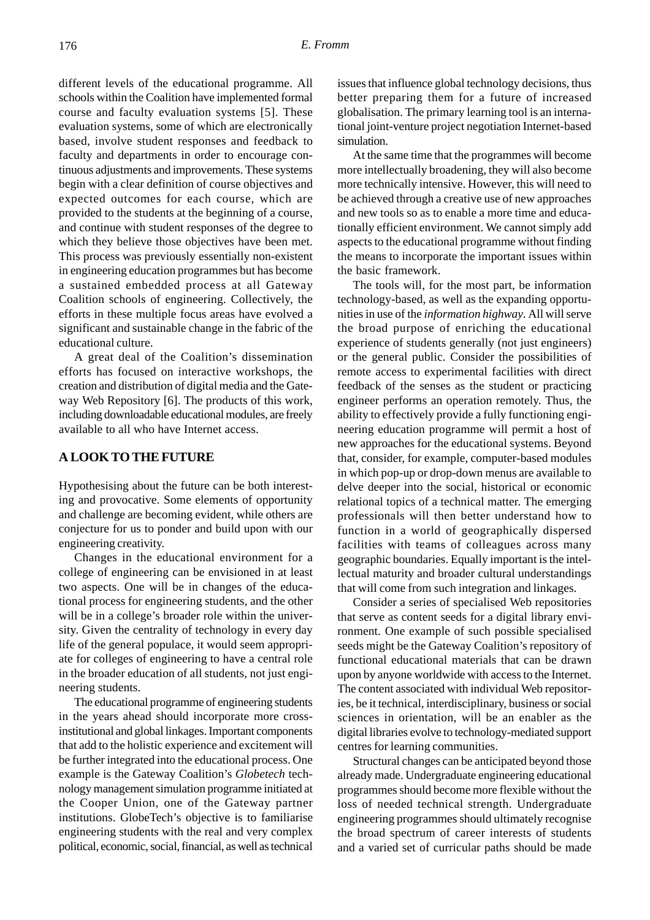different levels of the educational programme. All schools within the Coalition have implemented formal course and faculty evaluation systems [5]. These evaluation systems, some of which are electronically based, involve student responses and feedback to faculty and departments in order to encourage continuous adjustments and improvements. These systems begin with a clear definition of course objectives and expected outcomes for each course, which are provided to the students at the beginning of a course, and continue with student responses of the degree to which they believe those objectives have been met. This process was previously essentially non-existent in engineering education programmes but has become a sustained embedded process at all Gateway Coalition schools of engineering. Collectively, the efforts in these multiple focus areas have evolved a significant and sustainable change in the fabric of the educational culture.

A great deal of the Coalition's dissemination efforts has focused on interactive workshops, the creation and distribution of digital media and the Gateway Web Repository [6]. The products of this work, including downloadable educational modules, are freely available to all who have Internet access.

## A LOOK TO THE FUTURE

Hypothesising about the future can be both interesting and provocative. Some elements of opportunity and challenge are becoming evident, while others are conjecture for us to ponder and build upon with our engineering creativity.

Changes in the educational environment for a college of engineering can be envisioned in at least two aspects. One will be in changes of the educational process for engineering students, and the other will be in a college's broader role within the university. Given the centrality of technology in every day life of the general populace, it would seem appropriate for colleges of engineering to have a central role in the broader education of all students, not just engineering students.

The educational programme of engineering students in the years ahead should incorporate more cross-institutional and global linkages. Important components that add to the holistic experience and excitement will be further integrated into the educational process. One example is the Gateway Coalition's *Globetech* technology management simulation programme initiated at the Cooper Union, one of the Gateway partner institutions. GlobeTech's objective is to familiarise engineering students with the real and very complex political, economic, social, financial, as well as technical issues that influence global technology decisions, thus better preparing them for a future of increased globalisation. The primary learning tool is an international joint-venture project negotiation Internet-based simulation.

At the same time that the programmes will become more intellectually broadening, they will also become more technically intensive. However, this will need to be achieved through a creative use of new approaches and new tools so as to enable a more time and educationally efficient environment. We cannot simply add aspects to the educational programme without finding the means to incorporate the important issues within the basic framework.

The tools will, for the most part, be information technology-based, as well as the expanding opportunities in use of the *information highway*. All will serve the broad purpose of enriching the educational experience of students generally (not just engineers) or the general public. Consider the possibilities of remote access to experimental facilities with direct feedback of the senses as the student or practicing engineer performs an operation remotely. Thus, the ability to effectively provide a fully functioning engineering education programme will permit a host of new approaches for the educational systems. Beyond that, consider, for example, computer-based modules in which pop-up or drop-down menus are available to delve deeper into the social, historical or economic relational topics of a technical matter. The emerging professionals will then better understand how to function in a world of geographically dispersed facilities with teams of colleagues across many geographic boundaries. Equally important is the intellectual maturity and broader cultural understandings that will come from such integration and linkages.

Consider a series of specialised Web repositories that serve as content seeds for a digital library environment. One example of such possible specialised seeds might be the Gateway Coalition's repository of functional educational materials that can be drawn upon by anyone worldwide with access to the Internet. The content associated with individual Web repositories, be it technical, interdisciplinary, business or social sciences in orientation, will be an enabler as the digital libraries evolve to technology-mediated support centres for learning communities.

Structural changes can be anticipated beyond those already made. Undergraduate engineering educational programmes should become more flexible without the loss of needed technical strength. Undergraduate engineering programmes should ultimately recognise the broad spectrum of career interests of students and a varied set of curricular paths should be made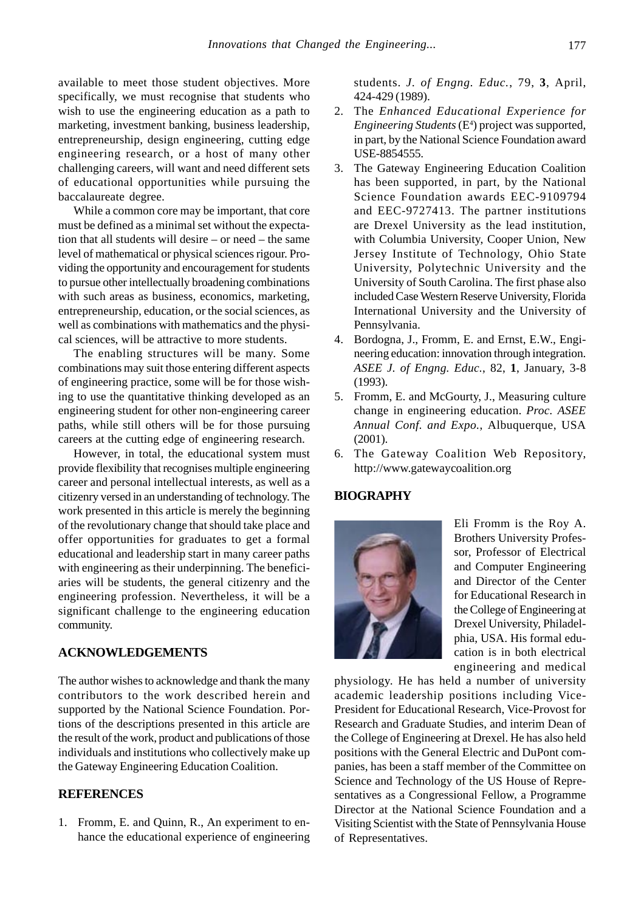available to meet those student objectives. More specifically, we must recognise that students who wish to use the engineering education as a path to marketing, investment banking, business leadership, entrepreneurship, design engineering, cutting edge engineering research, or a host of many other challenging careers, will want and need different sets of educational opportunities while pursuing the baccalaureate degree.

While a common core may be important, that core must be defined as a minimal set without the expectation that all students will desire – or need – the same level of mathematical or physical sciences rigour. Providing the opportunity and encouragement for students to pursue other intellectually broadening combinations with such areas as business, economics, marketing, entrepreneurship, education, or the social sciences, as well as combinations with mathematics and the physical sciences, will be attractive to more students.

The enabling structures will be many. Some combinations may suit those entering different aspects of engineering practice, some will be for those wishing to use the quantitative thinking developed as an engineering student for other non-engineering career paths, while still others will be for those pursuing careers at the cutting edge of engineering research.

However, in total, the educational system must provide flexibility that recognises multiple engineering career and personal intellectual interests, as well as a citizenry versed in an understanding of technology. The work presented in this article is merely the beginning of the revolutionary change that should take place and offer opportunities for graduates to get a formal educational and leadership start in many career paths with engineering as their underpinning. The beneficiaries will be students, the general citizenry and the engineering profession. Nevertheless, it will be a significant challenge to the engineering education community.

## ACKNOWLEDGEMENTS

The author wishes to acknowledge and thank the many contributors to the work described herein and supported by the National Science Foundation. Portions of the descriptions presented in this article are the result of the work, product and publications of those individuals and institutions who collectively make up the Gateway Engineering Education Coalition.

## REFERENCES

1. Fromm, E. and Quinn, R., An experiment to enhance the educational experience of engineering students. *J. of Engng. Educ.*, 79, **3**, April, 424-429 (1989).
2. The *Enhanced Educational Experience for Engineering Students* ($E^4$) project was supported, in part, by the National Science Foundation award USE-8854555.
3. The Gateway Engineering Education Coalition has been supported, in part, by the National Science Foundation awards EEC-9109794 and EEC-9727413. The partner institutions are Drexel University as the lead institution, with Columbia University, Cooper Union, New Jersey Institute of Technology, Ohio State University, Polytechnic University and the University of South Carolina. The first phase also included Case Western Reserve University, Florida International University and the University of Pennsylvania.
4. Bordogna, J., Fromm, E. and Ernst, E.W., Engineering education: innovation through integration. *ASEE J. of Engng. Educ.*, 82, **1**, January, 3-8 (1993).
5. Fromm, E. and McGourty, J., Measuring culture change in engineering education. *Proc. ASEE Annual Conf. and Expo.*, Albuquerque, USA (2001).
6. The Gateway Coalition Web Repository, http://www.gatewaycoalition.org

## BIOGRAPHY

Eli Fromm is the Roy A. Brothers University Professor, Professor of Electrical and Computer Engineering and Director of the Center for Educational Research in the College of Engineering at Drexel University, Philadelphia, USA. His formal education is in both electrical engineering and medical physiology. He has held a number of university academic leadership positions including Vice-President for Educational Research, Vice-Provost for Research and Graduate Studies, and interim Dean of the College of Engineering at Drexel. He has also held positions with the General Electric and DuPont companies, has been a staff member of the Committee on Science and Technology of the US House of Representatives as a Congressional Fellow, a Programme Director at the National Science Foundation and a Visiting Scientist with the State of Pennsylvania House of Representatives.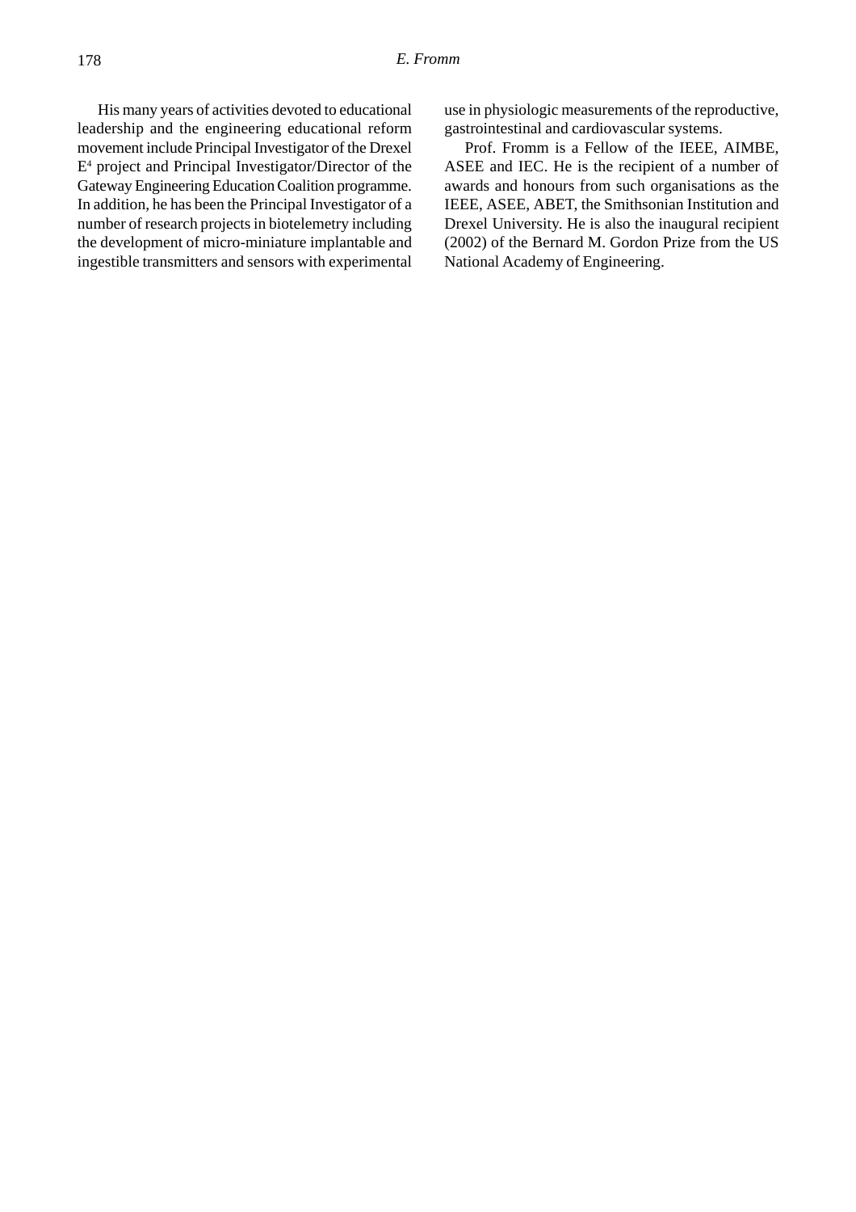His many years of activities devoted to educational leadership and the engineering educational reform movement include Principal Investigator of the Drexel E$^4$ project and Principal Investigator/Director of the Gateway Engineering Education Coalition programme. In addition, he has been the Principal Investigator of a number of research projects in biotelemetry including the development of micro-miniature implantable and ingestible transmitters and sensors with experimental use in physiologic measurements of the reproductive, gastrointestinal and cardiovascular systems.

Prof. Fromm is a Fellow of the IEEE, AIMBE, ASEE and IEC. He is the recipient of a number of awards and honours from such organisations as the IEEE, ASEE, ABET, the Smithsonian Institution and Drexel University. He is also the inaugural recipient (2002) of the Bernard M. Gordon Prize from the US National Academy of Engineering.